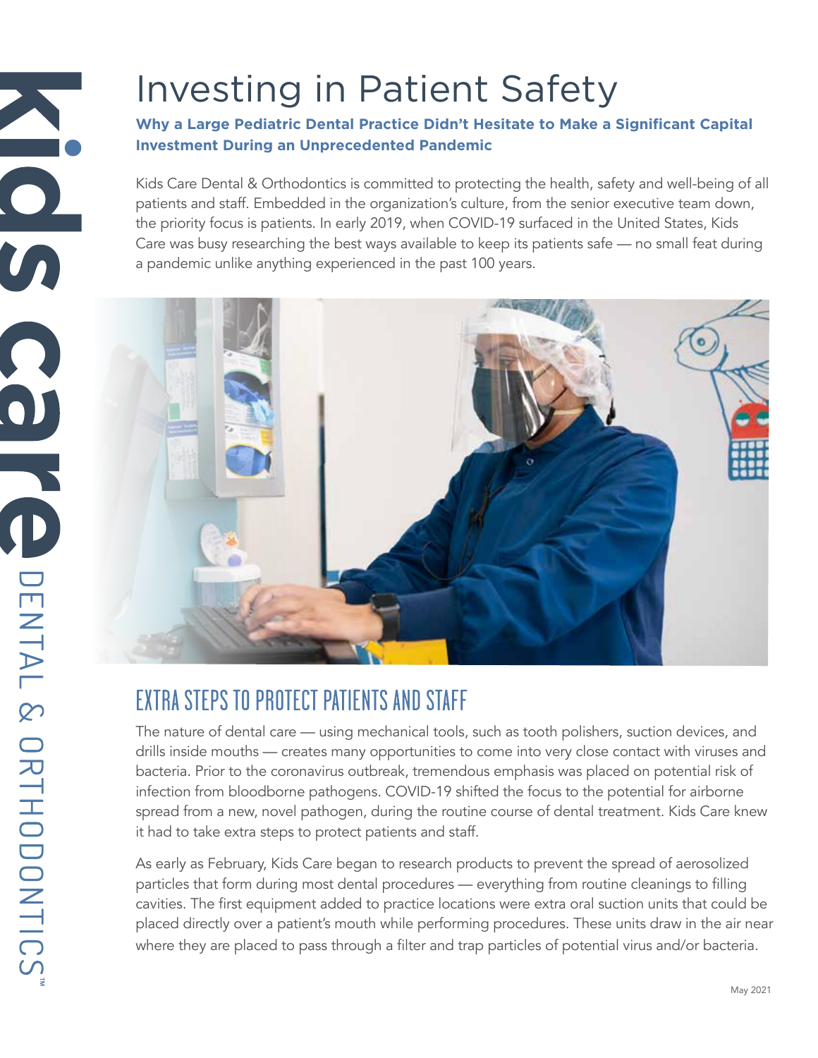# Investing in Patient Safety

**Why a Large Pediatric Dental Practice Didn't Hesitate to Make a Significant Capital Investment During an Unprecedented Pandemic**

Kids Care Dental & Orthodontics is committed to protecting the health, safety and well-being of all patients and staff. Embedded in the organization's culture, from the senior executive team down, the priority focus is patients. In early 2019, when COVID-19 surfaced in the United States, Kids Care was busy researching the best ways available to keep its patients safe — no small feat during a pandemic unlike anything experienced in the past 100 years.

## EXTRA STEPS TO PROTECT PATIENTS AND STAFF

The nature of dental care — using mechanical tools, such as tooth polishers, suction devices, and drills inside mouths — creates many opportunities to come into very close contact with viruses and bacteria. Prior to the coronavirus outbreak, tremendous emphasis was placed on potential risk of infection from bloodborne pathogens. COVID-19 shifted the focus to the potential for airborne spread from a new, novel pathogen, during the routine course of dental treatment. Kids Care knew it had to take extra steps to protect patients and staff.

As early as February, Kids Care began to research products to prevent the spread of aerosolized particles that form during most dental procedures — everything from routine cleanings to filling cavities. The first equipment added to practice locations were extra oral suction units that could be placed directly over a patient's mouth while performing procedures. These units draw in the air near where they are placed to pass through a filter and trap particles of potential virus and/or bacteria.

May 2021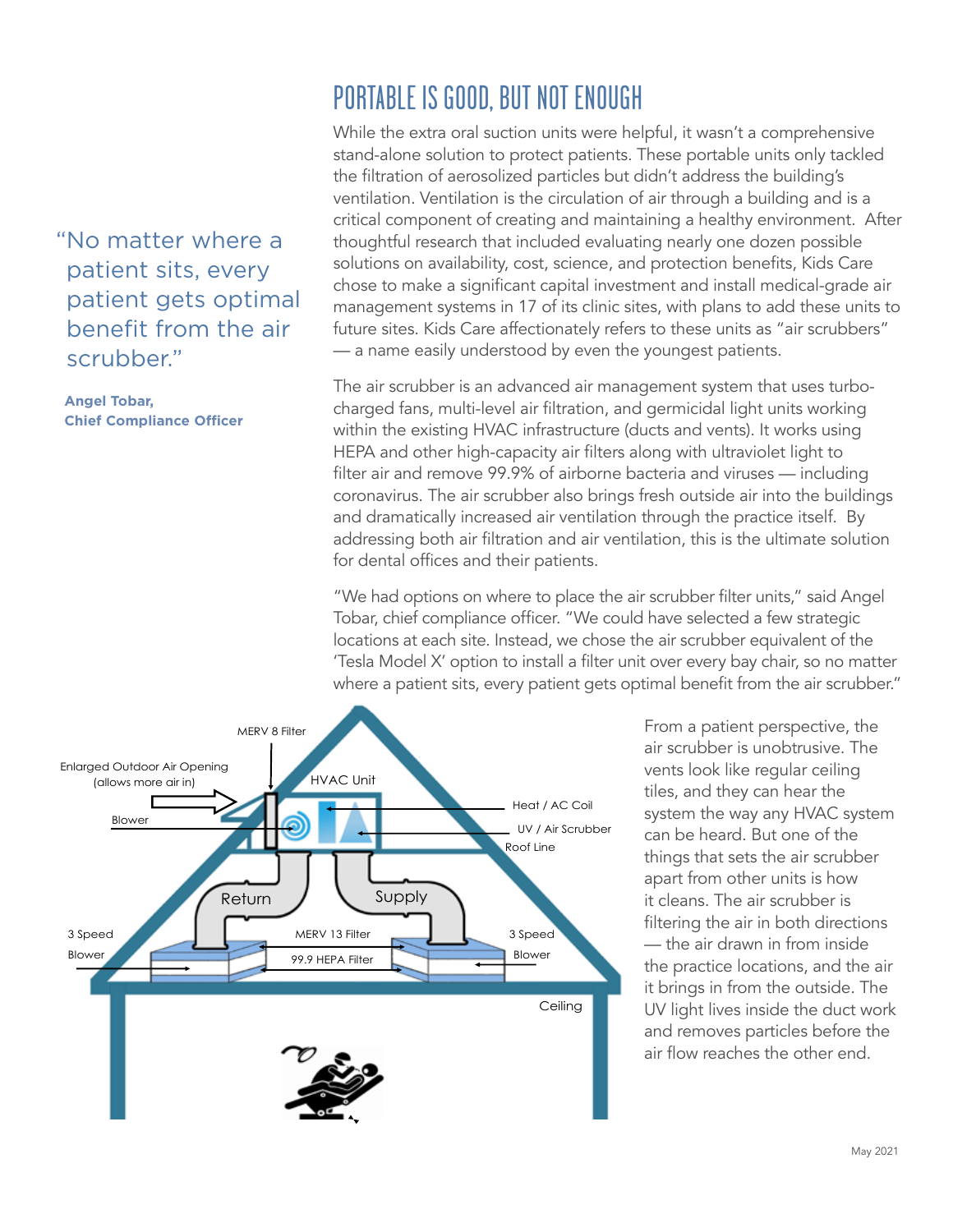# PORTABLE IS GOOD, BUT NOT ENOUGH

While the extra oral suction units were helpful, it wasn't a comprehensive stand-alone solution to protect patients. These portable units only tackled the filtration of aerosolized particles but didn't address the building's ventilation. Ventilation is the circulation of air through a building and is a critical component of creating and maintaining a healthy environment. After thoughtful research that included evaluating nearly one dozen possible solutions on availability, cost, science, and protection benefits, Kids Care chose to make a significant capital investment and install medical-grade air management systems in 17 of its clinic sites, with plans to add these units to future sites. Kids Care affectionately refers to these units as "air scrubbers" — a name easily understood by even the youngest patients.

The air scrubber is an advanced air management system that uses turbo-charged fans, multi-level air filtration, and germicidal light units working within the existing HVAC infrastructure (ducts and vents). It works using HEPA and other high-capacity air filters along with ultraviolet light to filter air and remove 99.9% of airborne bacteria and viruses — including coronavirus. The air scrubber also brings fresh outside air into the buildings and dramatically increased air ventilation through the practice itself. By addressing both air filtration and air ventilation, this is the ultimate solution for dental offices and their patients.

"We had options on where to place the air scrubber filter units," said Angel Tobar, chief compliance officer. "We could have selected a few strategic locations at each site. Instead, we chose the air scrubber equivalent of the 'Tesla Model X' option to install a filter unit over every bay chair, so no matter where a patient sits, every patient gets optimal benefit from the air scrubber."

> "No matter where a patient sits, every patient gets optimal benefit from the air scrubber."
>
> **Angel Tobar, Chief Compliance Officer**

MERV 8 Filter
Enlarged Outdoor Air Opening (allows more air in)
HVAC Unit
Blower
Heat / AC Coil
UV / Air Scrubber
Roof Line
Return
Supply
3 Speed Blower
MERV 13 Filter
99.9 HEPA Filter
3 Speed Blower
Ceiling

From a patient perspective, the air scrubber is unobtrusive. The vents look like regular ceiling tiles, and they can hear the system the way any HVAC system can be heard. But one of the things that sets the air scrubber apart from other units is how it cleans. The air scrubber is filtering the air in both directions — the air drawn in from inside the practice locations, and the air it brings in from the outside. The UV light lives inside the duct work and removes particles before the air flow reaches the other end.

May 2021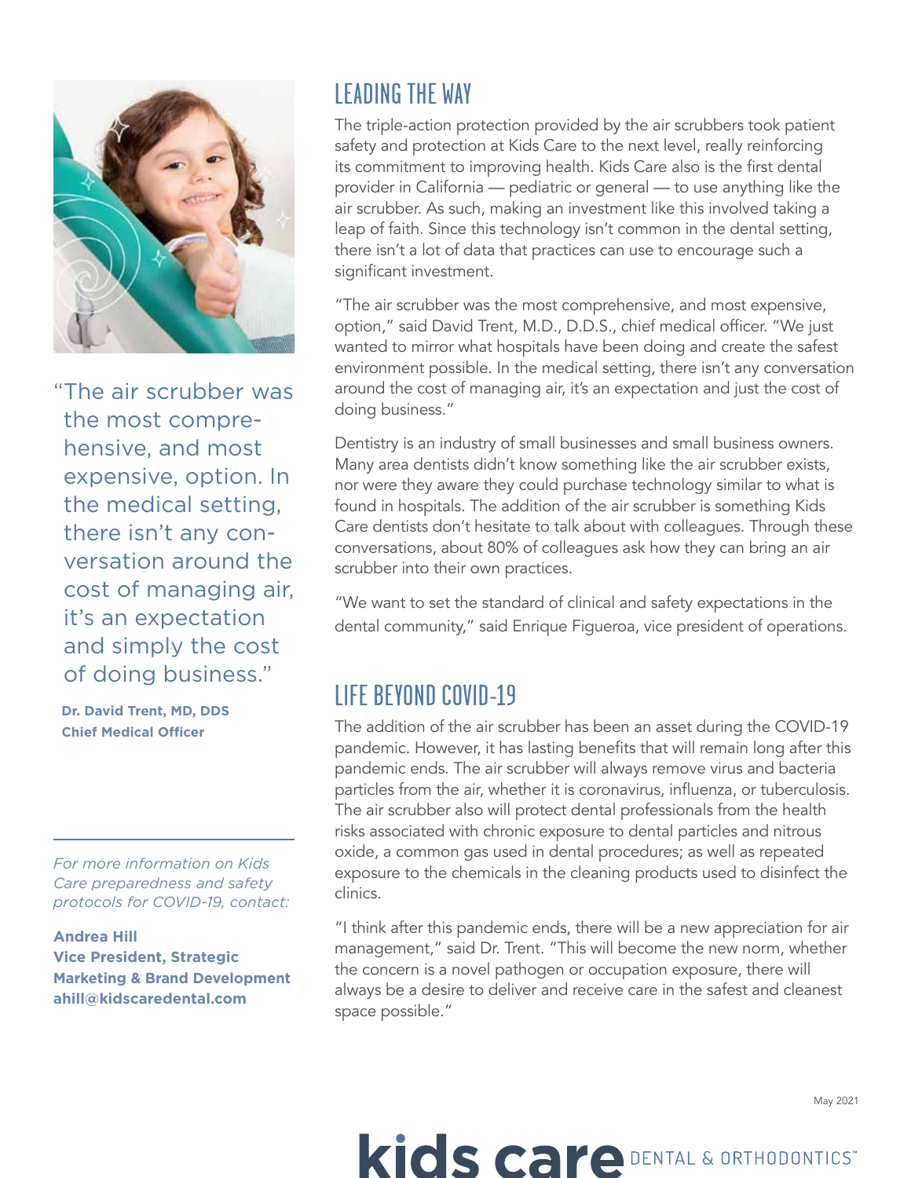## LEADING THE WAY

The triple-action protection provided by the air scrubbers took patient safety and protection at Kids Care to the next level, really reinforcing its commitment to improving health. Kids Care also is the first dental provider in California — pediatric or general — to use anything like the air scrubber. As such, making an investment like this involved taking a leap of faith. Since this technology isn't common in the dental setting, there isn't a lot of data that practices can use to encourage such a significant investment.

"The air scrubber was the most comprehensive, and most expensive, option," said David Trent, M.D., D.D.S., chief medical officer. "We just wanted to mirror what hospitals have been doing and create the safest environment possible. In the medical setting, there isn't any conversation around the cost of managing air, it's an expectation and just the cost of doing business."

Dentistry is an industry of small businesses and small business owners. Many area dentists didn't know something like the air scrubber exists, nor were they aware they could purchase technology similar to what is found in hospitals. The addition of the air scrubber is something Kids Care dentists don't hesitate to talk about with colleagues. Through these conversations, about 80% of colleagues ask how they can bring an air scrubber into their own practices.

"We want to set the standard of clinical and safety expectations in the dental community," said Enrique Figueroa, vice president of operations.

> "The air scrubber was the most comprehensive, and most expensive, option. In the medical setting, there isn't any conversation around the cost of managing air, it's an expectation and simply the cost of doing business."
>
> **Dr. David Trent, MD, DDS**
> **Chief Medical Officer**

## LIFE BEYOND COVID-19

The addition of the air scrubber has been an asset during the COVID-19 pandemic. However, it has lasting benefits that will remain long after this pandemic ends. The air scrubber will always remove virus and bacteria particles from the air, whether it is coronavirus, influenza, or tuberculosis. The air scrubber also will protect dental professionals from the health risks associated with chronic exposure to dental particles and nitrous oxide, a common gas used in dental procedures; as well as repeated exposure to the chemicals in the cleaning products used to disinfect the clinics.

"I think after this pandemic ends, there will be a new appreciation for air management," said Dr. Trent. "This will become the new norm, whether the concern is a novel pathogen or occupation exposure, there will always be a desire to deliver and receive care in the safest and cleanest space possible."

*For more information on Kids Care preparedness and safety protocols for COVID-19, contact:*

**Andrea Hill**
**Vice President, Strategic Marketing & Brand Development**
**ahill@kidscaredental.com**

May 2021

**kids care** DENTAL & ORTHODONTICS™